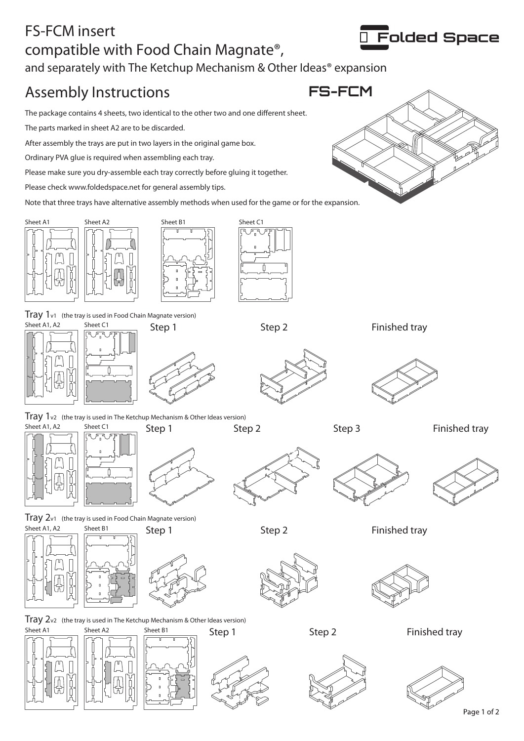# FS-FCM insert

## compatible with Food Chain Magnate®,

and separately with The Ketchup Mechanism & Other Ideas® expansion

Folded Space

## Assembly Instructions

FS-FCM

The package contains 4 sheets, two identical to the other two and one different sheet.

The parts marked in sheet A2 are to be discarded.

After assembly the trays are put in two layers in the original game box.

Ordinary PVA glue is required when assembling each tray.

Please make sure you dry-assemble each tray correctly before gluing it together.

Please check www.foldedspace.net for general assembly tips.

Note that three trays have alternative assembly methods when used for the game or for the expansion.

Sheet A1 | Sheet A2 | Sheet B1 | Sheet C1

### Tray 1v1 (the tray is used in Food Chain Magnate version)

Sheet A1, A2 | Sheet C1 | Step 1 | Step 2 | Finished tray

### Tray 1v2 (the tray is used in The Ketchup Mechanism & Other Ideas version)

Sheet A1, A2 | Sheet C1 | Step 1 | Step 2 | Step 3 | Finished tray

### Tray 2v1 (the tray is used in Food Chain Magnate version)

Sheet A1, A2 | Sheet B1 | Step 1 | Step 2 | Finished tray

### Tray 2v2 (the tray is used in The Ketchup Mechanism & Other Ideas version)

Sheet A1 | Sheet A2 | Sheet B1 | Step 1 | Step 2 | Finished tray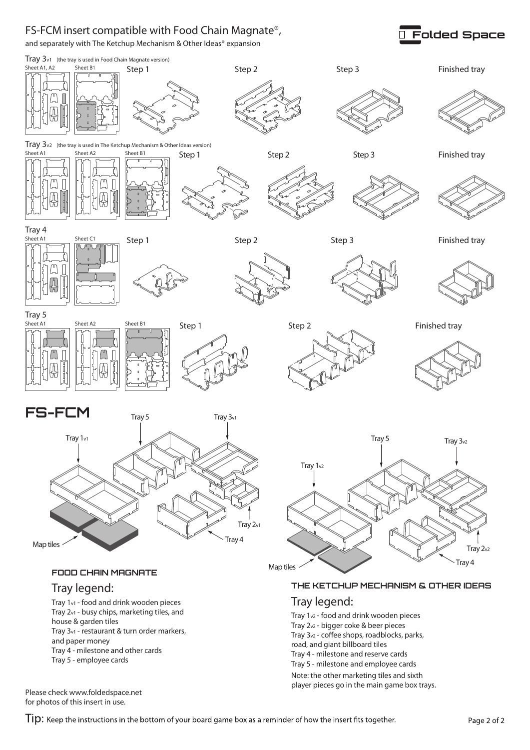# FS-FCM insert compatible with Food Chain Magnate®,

and separately with The Ketchup Mechanism & Other Ideas® expansion

Folded Space

Tray 3v1 (the tray is used in Food Chain Magnate version)

Sheet A1, A2
Sheet B1
Step 1
Step 2
Step 3
Finished tray

Tray 3v2 (the tray is used in The Ketchup Mechanism & Other Ideas version)

Sheet A1
Sheet A2
Sheet B1
Step 1
Step 2
Step 3
Finished tray

Tray 4

Sheet A1
Sheet C1
Step 1
Step 2
Step 3
Finished tray

Tray 5

Sheet A1
Sheet A2
Sheet B1
Step 1
Step 2
Finished tray

## FS-FCM

Tray 5
Tray 3v1
Tray 1v1
Tray 2v1
Tray 4
Map tiles

Tray 5
Tray 3v2
Tray 1v2
Tray 2v2
Tray 4
Map tiles

### FOOD CHAIN MAGNATE

### Tray legend:

Tray 1v1 - food and drink wooden pieces
Tray 2v1 - busy chips, marketing tiles, and house & garden tiles
Tray 3v1 - restaurant & turn order markers, and paper money
Tray 4 - milestone and other cards
Tray 5 - employee cards

### THE KETCHUP MECHANISM & OTHER IDEAS

### Tray legend:

Tray 1v2 - food and drink wooden pieces
Tray 2v2 - bigger coke & beer pieces
Tray 3v2 - coffee shops, roadblocks, parks, road, and giant billboard tiles
Tray 4 - milestone and reserve cards
Tray 5 - milestone and employee cards

Note: the other marketing tiles and sixth player pieces go in the main game box trays.

Please check www.foldedspace.net for photos of this insert in use.

Tip: Keep the instructions in the bottom of your board game box as a reminder of how the insert fits together.